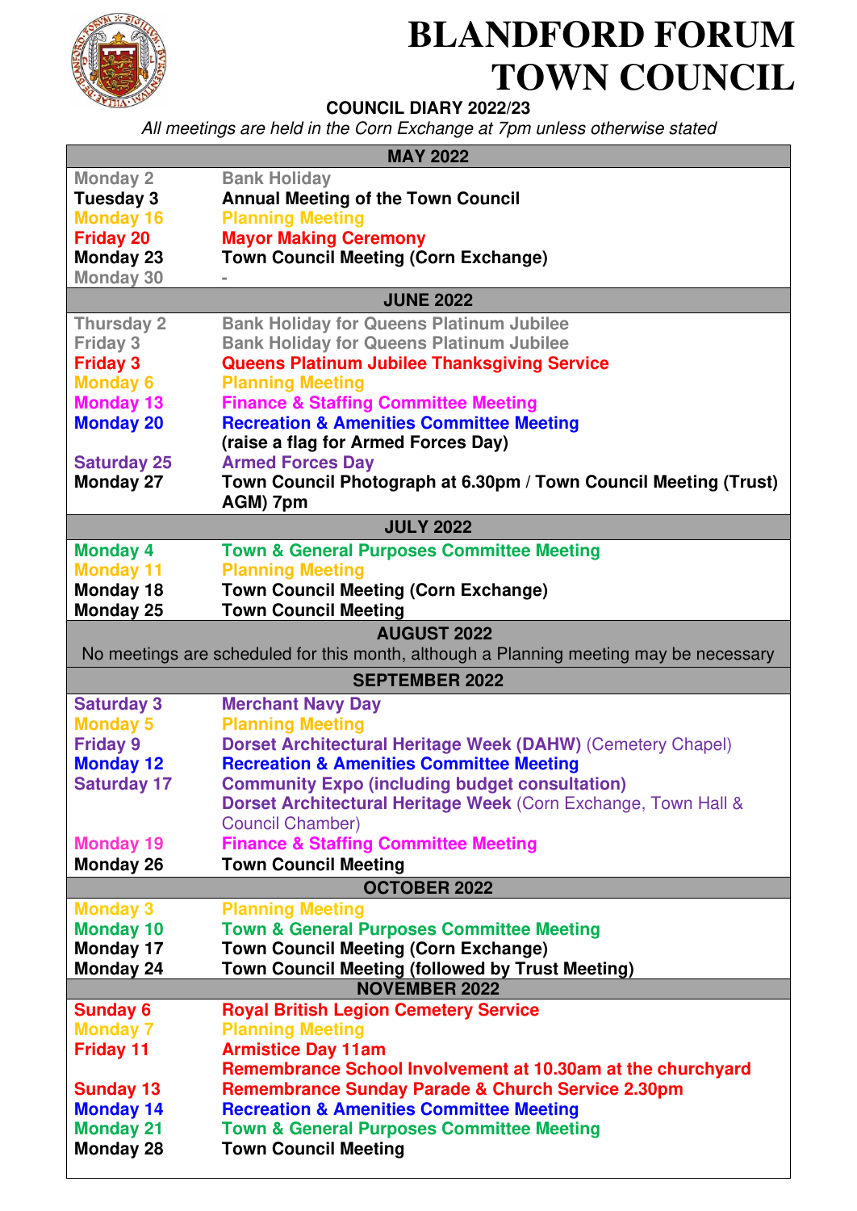# BLANDFORD FORUM TOWN COUNCIL

**COUNCIL DIARY 2022/23**

*All meetings are held in the Corn Exchange at 7pm unless otherwise stated*

| MAY 2022 | |
|---|---|
| Monday 2 | Bank Holiday |
| **Tuesday 3** | **Annual Meeting of the Town Council** |
| **Monday 16** | **Planning Meeting** |
| **Friday 20** | **Mayor Making Ceremony** |
| **Monday 23** | **Town Council Meeting (Corn Exchange)** |
| Monday 30 | - |
| **JUNE 2022** | |
| Thursday 2 | Bank Holiday for Queens Platinum Jubilee |
| Friday 3 | Bank Holiday for Queens Platinum Jubilee |
| **Friday 3** | **Queens Platinum Jubilee Thanksgiving Service** |
| **Monday 6** | **Planning Meeting** |
| **Monday 13** | **Finance & Staffing Committee Meeting** |
| **Monday 20** | **Recreation & Amenities Committee Meeting (raise a flag for Armed Forces Day)** |
| **Saturday 25** | **Armed Forces Day** |
| **Monday 27** | **Town Council Photograph at 6.30pm / Town Council Meeting (Trust) AGM) 7pm** |
| **JULY 2022** | |
| **Monday 4** | **Town & General Purposes Committee Meeting** |
| **Monday 11** | **Planning Meeting** |
| **Monday 18** | **Town Council Meeting (Corn Exchange)** |
| **Monday 25** | **Town Council Meeting** |
| **AUGUST 2022** | |
| No meetings are scheduled for this month, although a Planning meeting may be necessary | |
| **SEPTEMBER 2022** | |
| **Saturday 3** | **Merchant Navy Day** |
| **Monday 5** | **Planning Meeting** |
| **Friday 9** | **Dorset Architectural Heritage Week (DAHW)** (Cemetery Chapel) |
| **Monday 12** | **Recreation & Amenities Committee Meeting** |
| **Saturday 17** | **Community Expo (including budget consultation)**<br>**Dorset Architectural Heritage Week** (Corn Exchange, Town Hall & Council Chamber) |
| **Monday 19** | **Finance & Staffing Committee Meeting** |
| **Monday 26** | **Town Council Meeting** |
| **OCTOBER 2022** | |
| **Monday 3** | **Planning Meeting** |
| **Monday 10** | **Town & General Purposes Committee Meeting** |
| **Monday 17** | **Town Council Meeting (Corn Exchange)** |
| **Monday 24** | **Town Council Meeting (followed by Trust Meeting)** |
| **NOVEMBER 2022** | |
| **Sunday 6** | **Royal British Legion Cemetery Service** |
| **Monday 7** | **Planning Meeting** |
| **Friday 11** | **Armistice Day 11am**<br>**Remembrance School Involvement at 10.30am at the churchyard** |
| **Sunday 13** | **Remembrance Sunday Parade & Church Service 2.30pm** |
| **Monday 14** | **Recreation & Amenities Committee Meeting** |
| **Monday 21** | **Town & General Purposes Committee Meeting** |
| **Monday 28** | **Town Council Meeting** |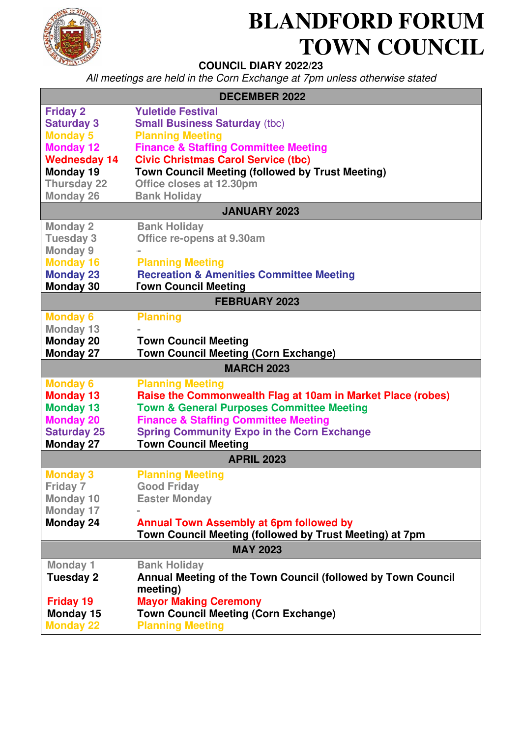# BLANDFORD FORUM TOWN COUNCIL

**COUNCIL DIARY 2022/23**

*All meetings are held in the Corn Exchange at 7pm unless otherwise stated*

| | |
|---|---|
| **DECEMBER 2022** | |
| **Friday 2** | **Yuletide Festival** |
| **Saturday 3** | **Small Business Saturday** (tbc) |
| **Monday 5** | **Planning Meeting** |
| **Monday 12** | **Finance & Staffing Committee Meeting** |
| **Wednesday 14** | **Civic Christmas Carol Service (tbc)** |
| **Monday 19** | **Town Council Meeting (followed by Trust Meeting)** |
| **Thursday 22** | **Office closes at 12.30pm** |
| **Monday 26** | **Bank Holiday** |
| **JANUARY 2023** | |
| **Monday 2** | **Bank Holiday** |
| **Tuesday 3** | **Office re-opens at 9.30am** |
| **Monday 9** | - |
| **Monday 16** | **Planning Meeting** |
| **Monday 23** | **Recreation & Amenities Committee Meeting** |
| **Monday 30** | **Town Council Meeting** |
| **FEBRUARY 2023** | |
| **Monday 6** | **Planning** |
| **Monday 13** | - |
| **Monday 20** | **Town Council Meeting** |
| **Monday 27** | **Town Council Meeting (Corn Exchange)** |
| **MARCH 2023** | |
| **Monday 6** | **Planning Meeting** |
| **Monday 13** | **Raise the Commonwealth Flag at 10am in Market Place (robes)** |
| **Monday 13** | **Town & General Purposes Committee Meeting** |
| **Monday 20** | **Finance & Staffing Committee Meeting** |
| **Saturday 25** | **Spring Community Expo in the Corn Exchange** |
| **Monday 27** | **Town Council Meeting** |
| **APRIL 2023** | |
| **Monday 3** | **Planning Meeting** |
| **Friday 7** | **Good Friday** |
| **Monday 10** | **Easter Monday** |
| **Monday 17** | - |
| **Monday 24** | **Annual Town Assembly at 6pm followed by Town Council Meeting (followed by Trust Meeting) at 7pm** |
| **MAY 2023** | |
| **Monday 1** | **Bank Holiday** |
| **Tuesday 2** | **Annual Meeting of the Town Council (followed by Town Council meeting)** |
| **Friday 19** | **Mayor Making Ceremony** |
| **Monday 15** | **Town Council Meeting (Corn Exchange)** |
| **Monday 22** | **Planning Meeting** |